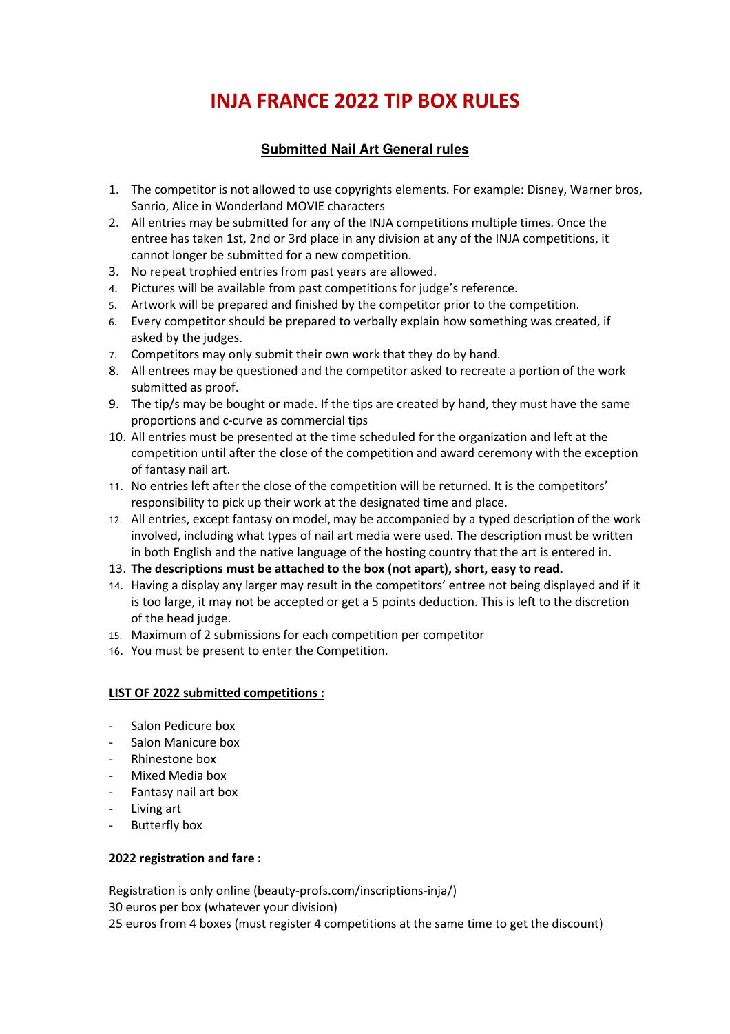# INJA FRANCE 2022 TIP BOX RULES

## Submitted Nail Art General rules

1. The competitor is not allowed to use copyrights elements. For example: Disney, Warner bros, Sanrio, Alice in Wonderland MOVIE characters
2. All entries may be submitted for any of the INJA competitions multiple times. Once the entree has taken 1st, 2nd or 3rd place in any division at any of the INJA competitions, it cannot longer be submitted for a new competition.
3. No repeat trophied entries from past years are allowed.
4. Pictures will be available from past competitions for judge's reference.
5. Artwork will be prepared and finished by the competitor prior to the competition.
6. Every competitor should be prepared to verbally explain how something was created, if asked by the judges.
7. Competitors may only submit their own work that they do by hand.
8. All entrees may be questioned and the competitor asked to recreate a portion of the work submitted as proof.
9. The tip/s may be bought or made. If the tips are created by hand, they must have the same proportions and c-curve as commercial tips
10. All entries must be presented at the time scheduled for the organization and left at the competition until after the close of the competition and award ceremony with the exception of fantasy nail art.
11. No entries left after the close of the competition will be returned. It is the competitors' responsibility to pick up their work at the designated time and place.
12. All entries, except fantasy on model, may be accompanied by a typed description of the work involved, including what types of nail art media were used. The description must be written in both English and the native language of the hosting country that the art is entered in.
13. **The descriptions must be attached to the box (not apart), short, easy to read.**
14. Having a display any larger may result in the competitors' entree not being displayed and if it is too large, it may not be accepted or get a 5 points deduction. This is left to the discretion of the head judge.
15. Maximum of 2 submissions for each competition per competitor
16. You must be present to enter the Competition.

**LIST OF 2022 submitted competitions :**

- Salon Pedicure box
- Salon Manicure box
- Rhinestone box
- Mixed Media box
- Fantasy nail art box
- Living art
- Butterfly box

**2022 registration and fare :**

Registration is only online (beauty-profs.com/inscriptions-inja/)
30 euros per box (whatever your division)
25 euros from 4 boxes (must register 4 competitions at the same time to get the discount)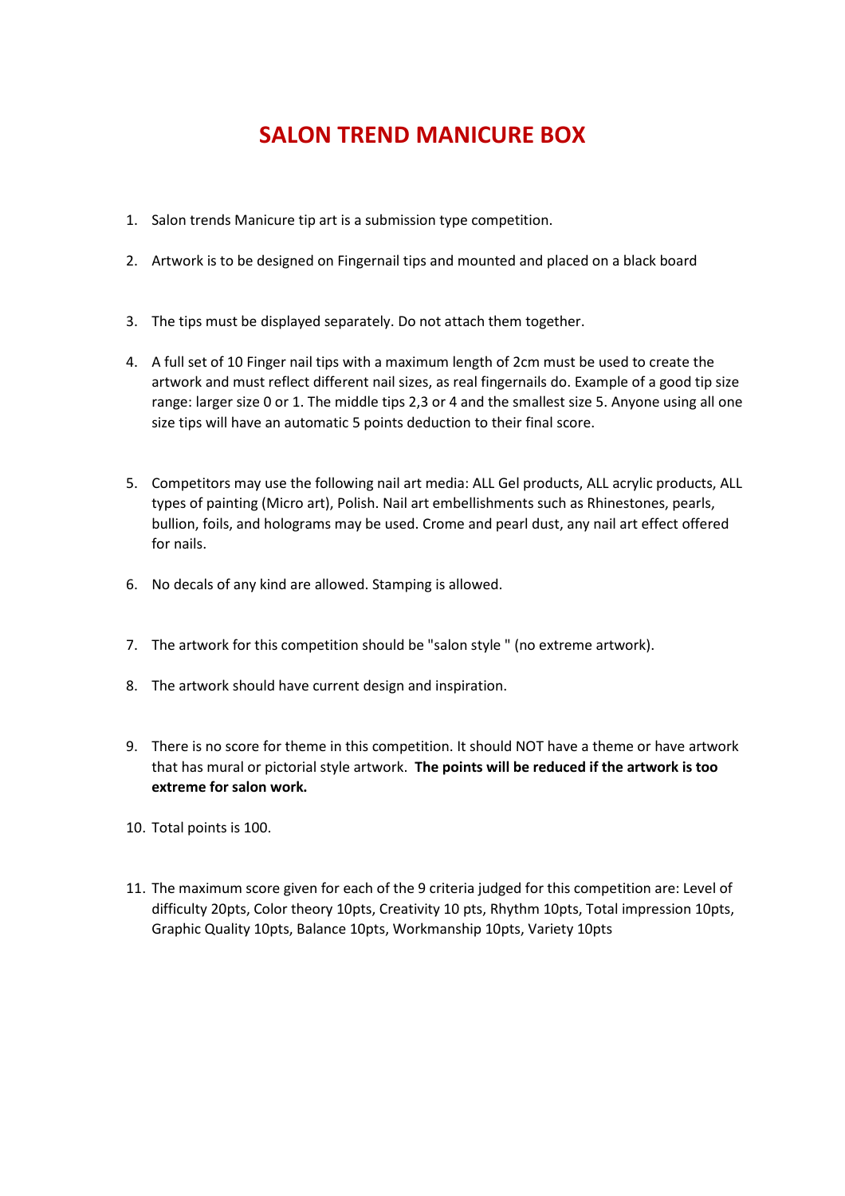# SALON TREND MANICURE BOX

1. Salon trends Manicure tip art is a submission type competition.

2. Artwork is to be designed on Fingernail tips and mounted and placed on a black board

3. The tips must be displayed separately. Do not attach them together.

4. A full set of 10 Finger nail tips with a maximum length of 2cm must be used to create the artwork and must reflect different nail sizes, as real fingernails do. Example of a good tip size range: larger size 0 or 1. The middle tips 2,3 or 4 and the smallest size 5. Anyone using all one size tips will have an automatic 5 points deduction to their final score.

5. Competitors may use the following nail art media: ALL Gel products, ALL acrylic products, ALL types of painting (Micro art), Polish. Nail art embellishments such as Rhinestones, pearls, bullion, foils, and holograms may be used. Crome and pearl dust, any nail art effect offered for nails.

6. No decals of any kind are allowed. Stamping is allowed.

7. The artwork for this competition should be "salon style " (no extreme artwork).

8. The artwork should have current design and inspiration.

9. There is no score for theme in this competition. It should NOT have a theme or have artwork that has mural or pictorial style artwork. **The points will be reduced if the artwork is too extreme for salon work.**

10. Total points is 100.

11. The maximum score given for each of the 9 criteria judged for this competition are: Level of difficulty 20pts, Color theory 10pts, Creativity 10 pts, Rhythm 10pts, Total impression 10pts, Graphic Quality 10pts, Balance 10pts, Workmanship 10pts, Variety 10pts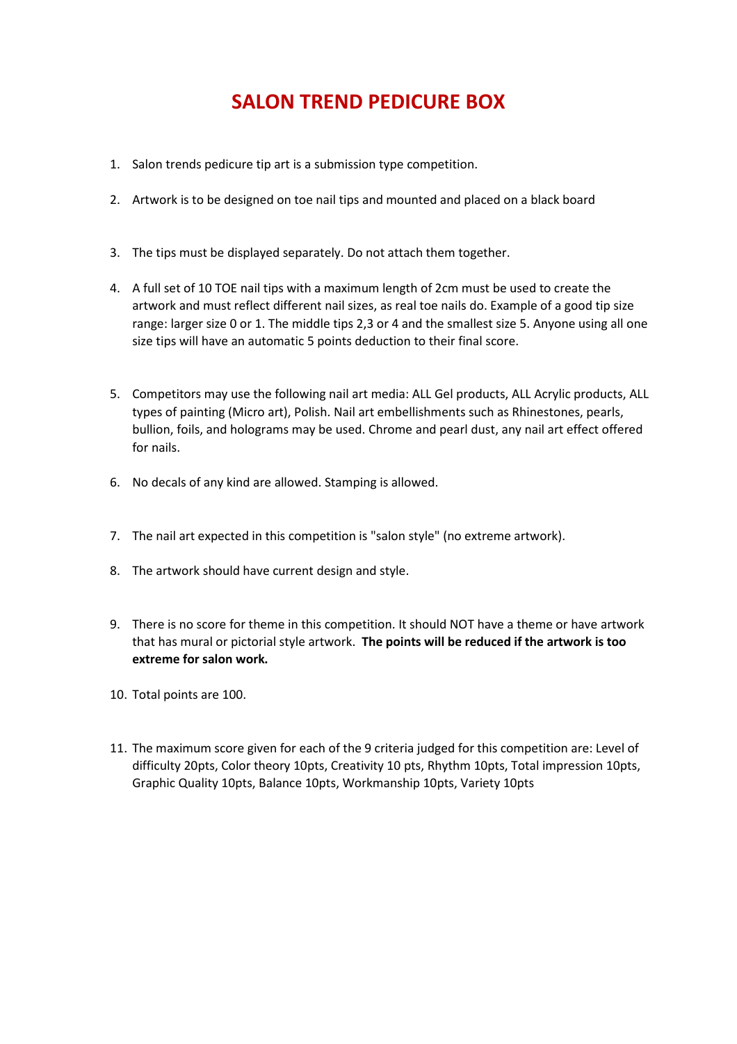# SALON TREND PEDICURE BOX

1. Salon trends pedicure tip art is a submission type competition.

2. Artwork is to be designed on toe nail tips and mounted and placed on a black board

3. The tips must be displayed separately. Do not attach them together.

4. A full set of 10 TOE nail tips with a maximum length of 2cm must be used to create the artwork and must reflect different nail sizes, as real toe nails do. Example of a good tip size range: larger size 0 or 1. The middle tips 2,3 or 4 and the smallest size 5. Anyone using all one size tips will have an automatic 5 points deduction to their final score.

5. Competitors may use the following nail art media: ALL Gel products, ALL Acrylic products, ALL types of painting (Micro art), Polish. Nail art embellishments such as Rhinestones, pearls, bullion, foils, and holograms may be used. Chrome and pearl dust, any nail art effect offered for nails.

6. No decals of any kind are allowed. Stamping is allowed.

7. The nail art expected in this competition is "salon style" (no extreme artwork).

8. The artwork should have current design and style.

9. There is no score for theme in this competition. It should NOT have a theme or have artwork that has mural or pictorial style artwork. **The points will be reduced if the artwork is too extreme for salon work.**

10. Total points are 100.

11. The maximum score given for each of the 9 criteria judged for this competition are: Level of difficulty 20pts, Color theory 10pts, Creativity 10 pts, Rhythm 10pts, Total impression 10pts, Graphic Quality 10pts, Balance 10pts, Workmanship 10pts, Variety 10pts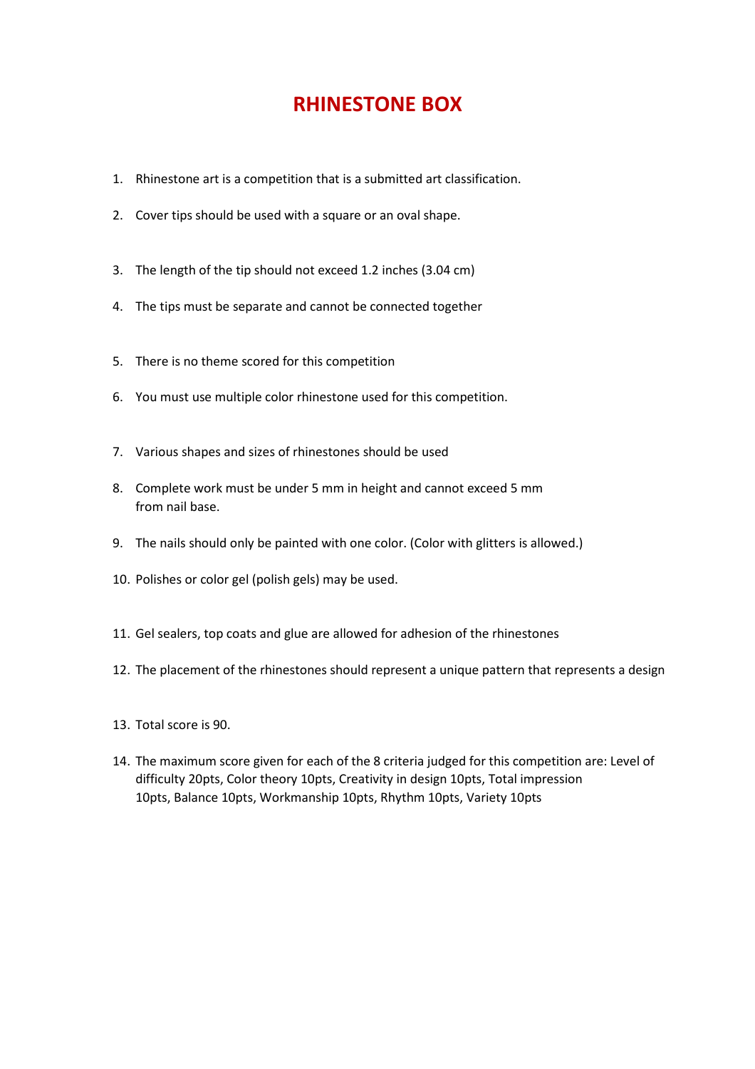# RHINESTONE BOX

1. Rhinestone art is a competition that is a submitted art classification.
2. Cover tips should be used with a square or an oval shape.
3. The length of the tip should not exceed 1.2 inches (3.04 cm)
4. The tips must be separate and cannot be connected together
5. There is no theme scored for this competition
6. You must use multiple color rhinestone used for this competition.
7. Various shapes and sizes of rhinestones should be used
8. Complete work must be under 5 mm in height and cannot exceed 5 mm from nail base.
9. The nails should only be painted with one color. (Color with glitters is allowed.)
10. Polishes or color gel (polish gels) may be used.
11. Gel sealers, top coats and glue are allowed for adhesion of the rhinestones
12. The placement of the rhinestones should represent a unique pattern that represents a design
13. Total score is 90.
14. The maximum score given for each of the 8 criteria judged for this competition are: Level of difficulty 20pts, Color theory 10pts, Creativity in design 10pts, Total impression 10pts, Balance 10pts, Workmanship 10pts, Rhythm 10pts, Variety 10pts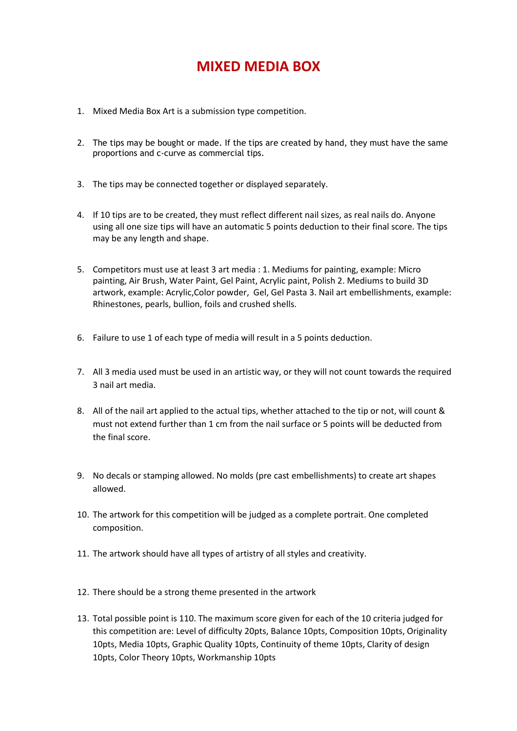# MIXED MEDIA BOX

1. Mixed Media Box Art is a submission type competition.

2. The tips may be bought or made. If the tips are created by hand, they must have the same proportions and c-curve as commercial tips.

3. The tips may be connected together or displayed separately.

4. If 10 tips are to be created, they must reflect different nail sizes, as real nails do. Anyone using all one size tips will have an automatic 5 points deduction to their final score. The tips may be any length and shape.

5. Competitors must use at least 3 art media : 1. Mediums for painting, example: Micro painting, Air Brush, Water Paint, Gel Paint, Acrylic paint, Polish 2. Mediums to build 3D artwork, example: Acrylic,Color powder, Gel, Gel Pasta 3. Nail art embellishments, example: Rhinestones, pearls, bullion, foils and crushed shells.

6. Failure to use 1 of each type of media will result in a 5 points deduction.

7. All 3 media used must be used in an artistic way, or they will not count towards the required 3 nail art media.

8. All of the nail art applied to the actual tips, whether attached to the tip or not, will count & must not extend further than 1 cm from the nail surface or 5 points will be deducted from the final score.

9. No decals or stamping allowed. No molds (pre cast embellishments) to create art shapes allowed.

10. The artwork for this competition will be judged as a complete portrait. One completed composition.

11. The artwork should have all types of artistry of all styles and creativity.

12. There should be a strong theme presented in the artwork

13. Total possible point is 110. The maximum score given for each of the 10 criteria judged for this competition are: Level of difficulty 20pts, Balance 10pts, Composition 10pts, Originality 10pts, Media 10pts, Graphic Quality 10pts, Continuity of theme 10pts, Clarity of design 10pts, Color Theory 10pts, Workmanship 10pts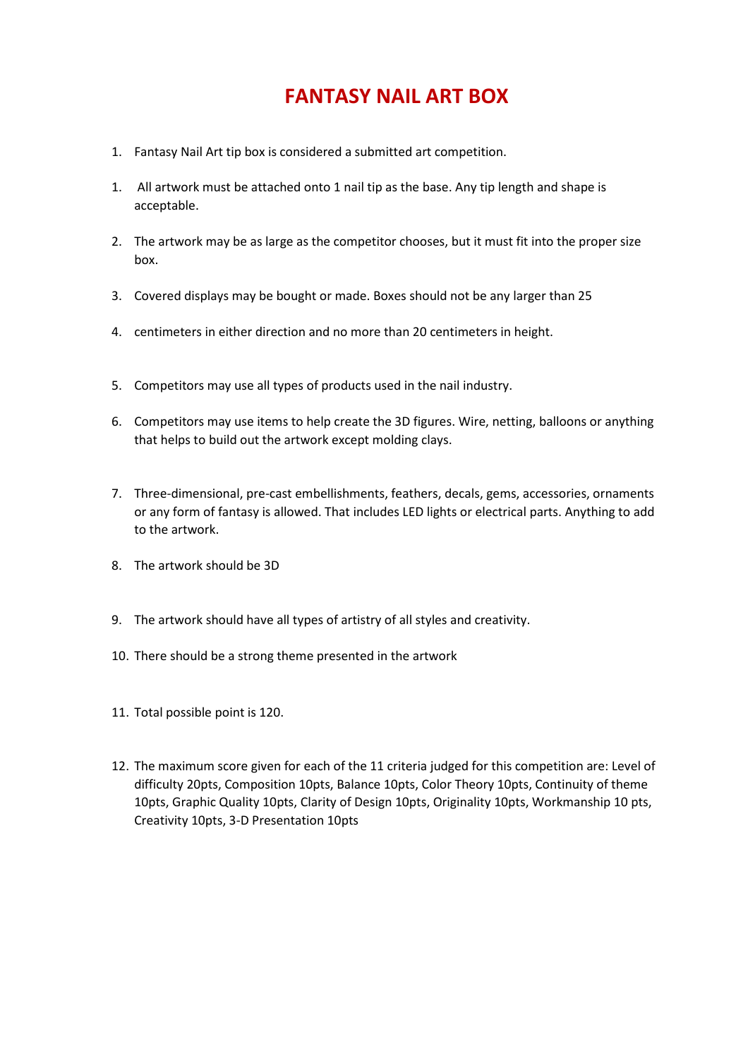# FANTASY NAIL ART BOX

1. Fantasy Nail Art tip box is considered a submitted art competition.

1. All artwork must be attached onto 1 nail tip as the base. Any tip length and shape is acceptable.

2. The artwork may be as large as the competitor chooses, but it must fit into the proper size box.

3. Covered displays may be bought or made. Boxes should not be any larger than 25

4. centimeters in either direction and no more than 20 centimeters in height.

5. Competitors may use all types of products used in the nail industry.

6. Competitors may use items to help create the 3D figures. Wire, netting, balloons or anything that helps to build out the artwork except molding clays.

7. Three-dimensional, pre-cast embellishments, feathers, decals, gems, accessories, ornaments or any form of fantasy is allowed. That includes LED lights or electrical parts. Anything to add to the artwork.

8. The artwork should be 3D

9. The artwork should have all types of artistry of all styles and creativity.

10. There should be a strong theme presented in the artwork

11. Total possible point is 120.

12. The maximum score given for each of the 11 criteria judged for this competition are: Level of difficulty 20pts, Composition 10pts, Balance 10pts, Color Theory 10pts, Continuity of theme 10pts, Graphic Quality 10pts, Clarity of Design 10pts, Originality 10pts, Workmanship 10 pts, Creativity 10pts, 3-D Presentation 10pts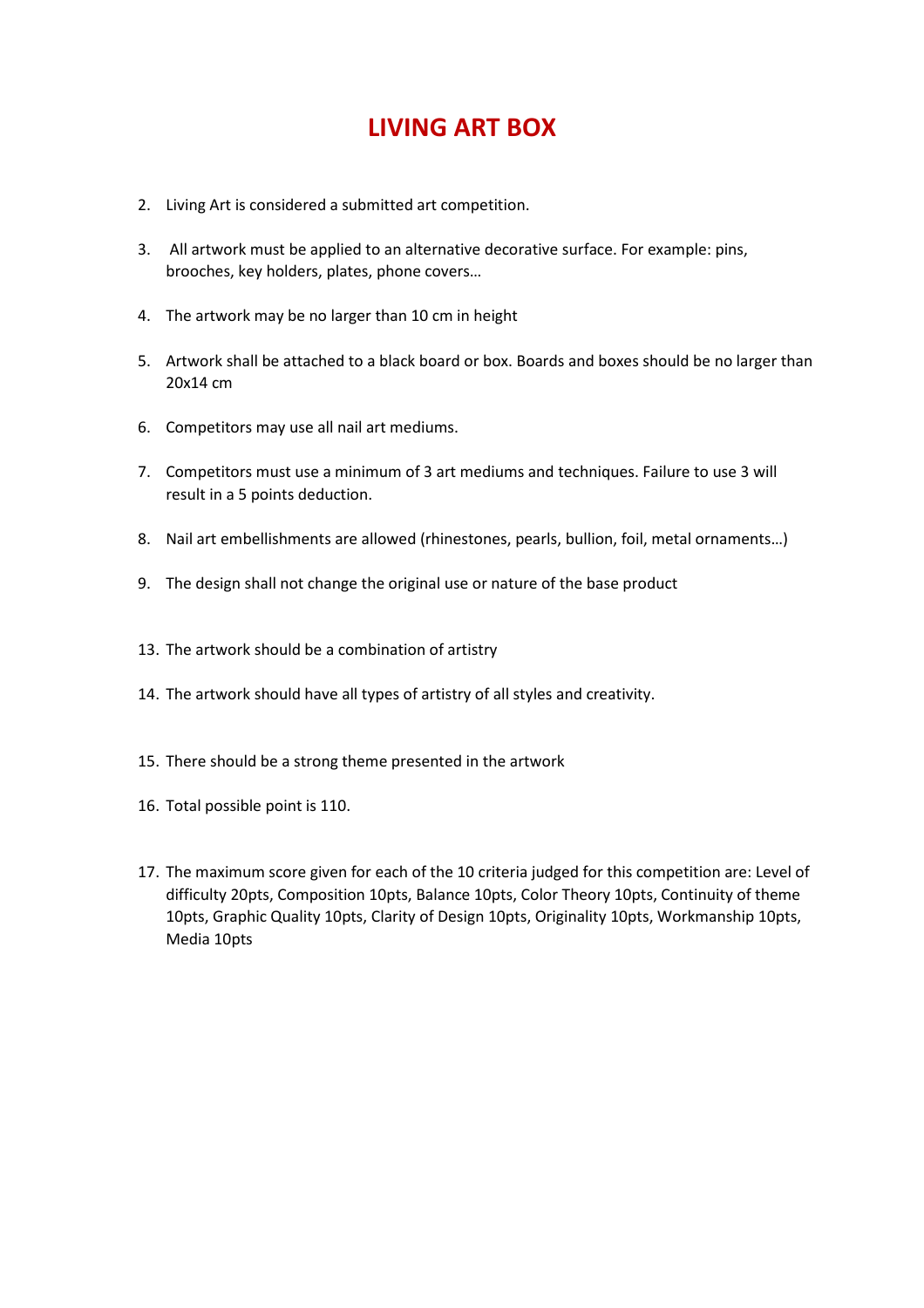# LIVING ART BOX

2. Living Art is considered a submitted art competition.

3. All artwork must be applied to an alternative decorative surface. For example: pins, brooches, key holders, plates, phone covers…

4. The artwork may be no larger than 10 cm in height

5. Artwork shall be attached to a black board or box. Boards and boxes should be no larger than 20x14 cm

6. Competitors may use all nail art mediums.

7. Competitors must use a minimum of 3 art mediums and techniques. Failure to use 3 will result in a 5 points deduction.

8. Nail art embellishments are allowed (rhinestones, pearls, bullion, foil, metal ornaments…)

9. The design shall not change the original use or nature of the base product

13. The artwork should be a combination of artistry

14. The artwork should have all types of artistry of all styles and creativity.

15. There should be a strong theme presented in the artwork

16. Total possible point is 110.

17. The maximum score given for each of the 10 criteria judged for this competition are: Level of difficulty 20pts, Composition 10pts, Balance 10pts, Color Theory 10pts, Continuity of theme 10pts, Graphic Quality 10pts, Clarity of Design 10pts, Originality 10pts, Workmanship 10pts, Media 10pts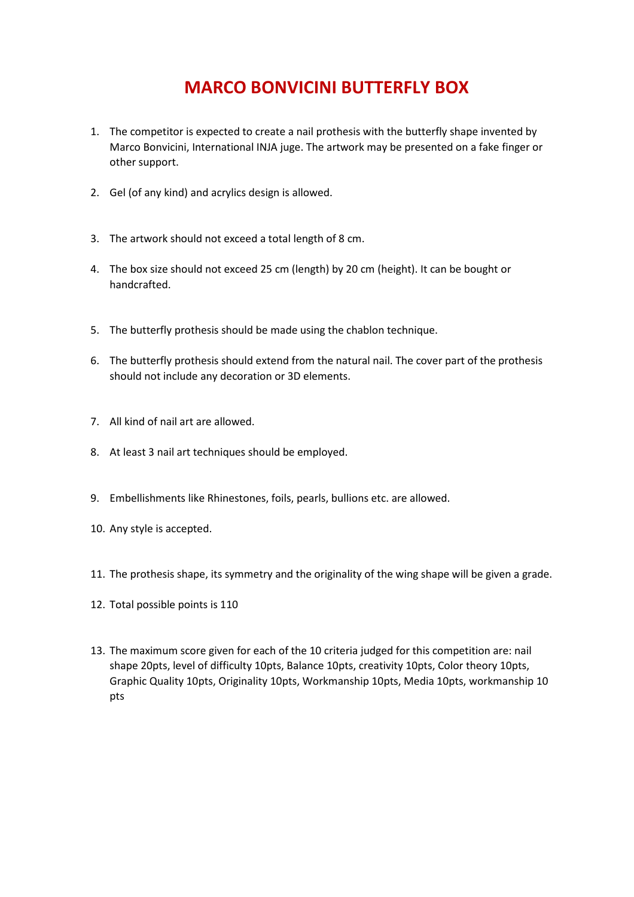# MARCO BONVICINI BUTTERFLY BOX

1. The competitor is expected to create a nail prothesis with the butterfly shape invented by Marco Bonvicini, International INJA juge. The artwork may be presented on a fake finger or other support.

2. Gel (of any kind) and acrylics design is allowed.

3. The artwork should not exceed a total length of 8 cm.

4. The box size should not exceed 25 cm (length) by 20 cm (height). It can be bought or handcrafted.

5. The butterfly prothesis should be made using the chablon technique.

6. The butterfly prothesis should extend from the natural nail. The cover part of the prothesis should not include any decoration or 3D elements.

7. All kind of nail art are allowed.

8. At least 3 nail art techniques should be employed.

9. Embellishments like Rhinestones, foils, pearls, bullions etc. are allowed.

10. Any style is accepted.

11. The prothesis shape, its symmetry and the originality of the wing shape will be given a grade.

12. Total possible points is 110

13. The maximum score given for each of the 10 criteria judged for this competition are: nail shape 20pts, level of difficulty 10pts, Balance 10pts, creativity 10pts, Color theory 10pts, Graphic Quality 10pts, Originality 10pts, Workmanship 10pts, Media 10pts, workmanship 10 pts